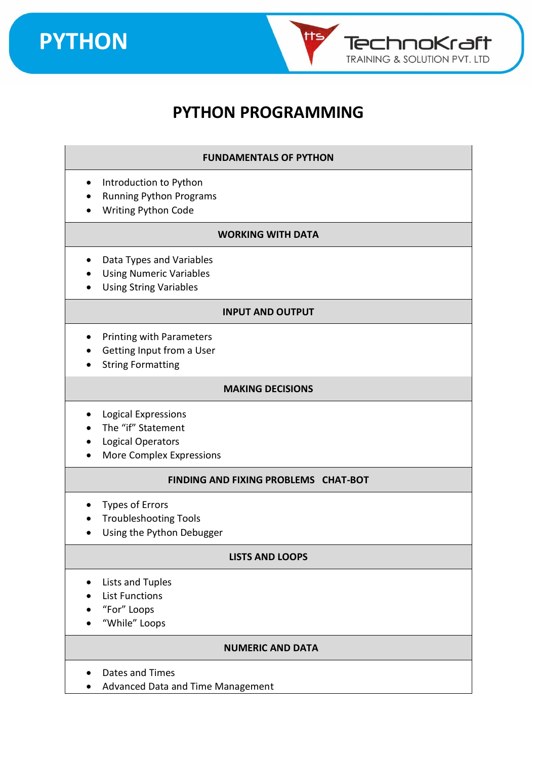# PYTHON PROGRAMMING

## FUNDAMENTALS OF PYTHON

- Introduction to Python
- Running Python Programs
- Writing Python Code

## WORKING WITH DATA

- Data Types and Variables
- Using Numeric Variables
- Using String Variables

## INPUT AND OUTPUT

- Printing with Parameters
- Getting Input from a User
- String Formatting

## MAKING DECISIONS

- Logical Expressions
- The "if" Statement
- Logical Operators
- More Complex Expressions

## FINDING AND FIXING PROBLEMS CHAT-BOT

- Types of Errors
- Troubleshooting Tools
- Using the Python Debugger

## LISTS AND LOOPS

- Lists and Tuples
- List Functions
- "For" Loops
- "While" Loops

## NUMERIC AND DATA

- Dates and Times
- Advanced Data and Time Management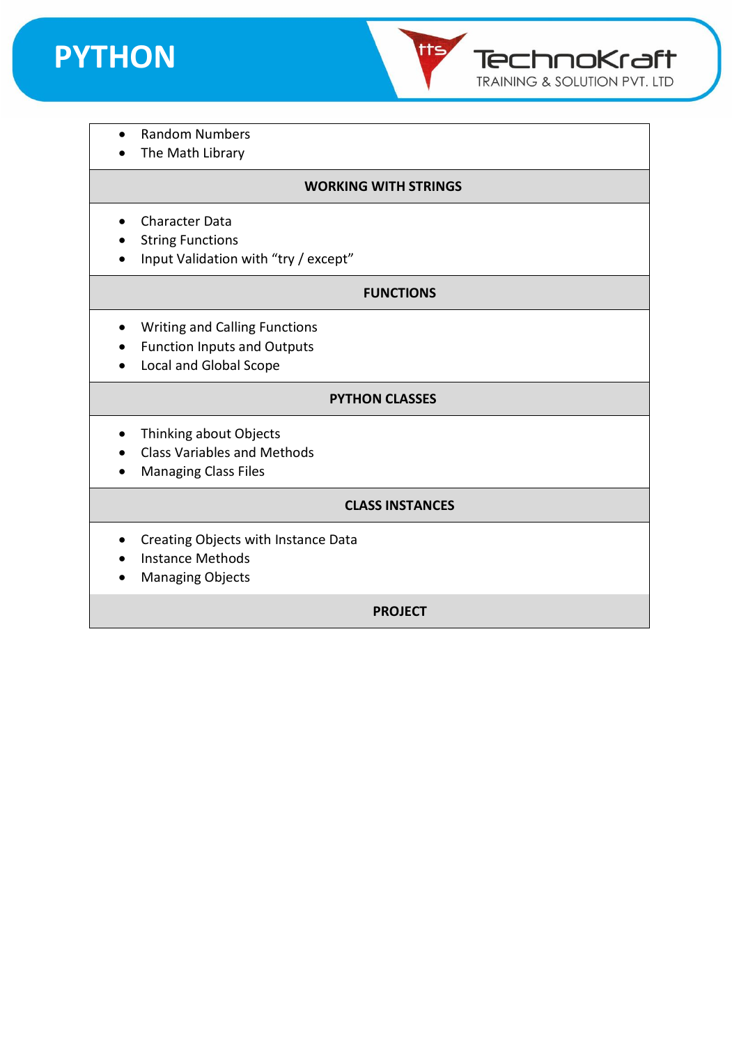- Random Numbers
- The Math Library

## WORKING WITH STRINGS

- Character Data
- String Functions
- Input Validation with “try / except”

## FUNCTIONS

- Writing and Calling Functions
- Function Inputs and Outputs
- Local and Global Scope

## PYTHON CLASSES

- Thinking about Objects
- Class Variables and Methods
- Managing Class Files

## CLASS INSTANCES

- Creating Objects with Instance Data
- Instance Methods
- Managing Objects

## PROJECT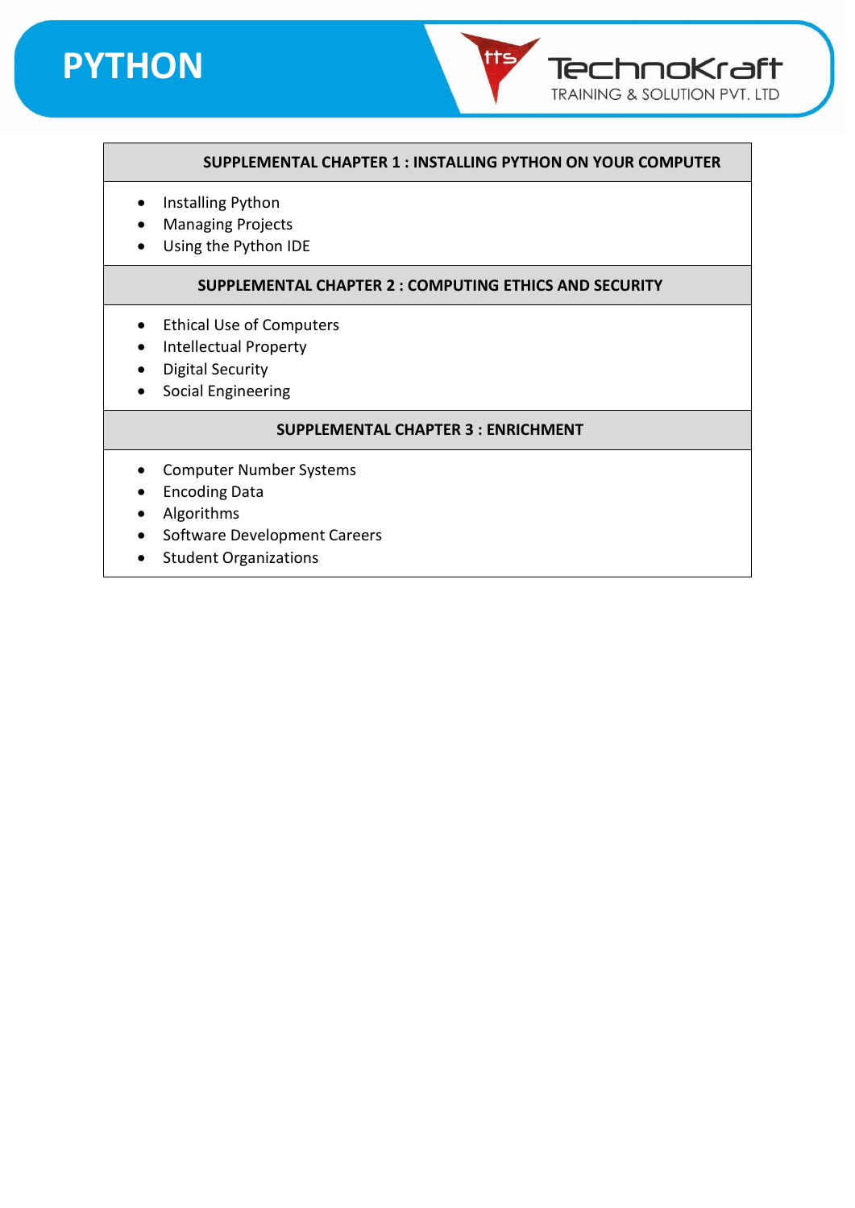## SUPPLEMENTAL CHAPTER 1 : INSTALLING PYTHON ON YOUR COMPUTER

- Installing Python
- Managing Projects
- Using the Python IDE

## SUPPLEMENTAL CHAPTER 2 : COMPUTING ETHICS AND SECURITY

- Ethical Use of Computers
- Intellectual Property
- Digital Security
- Social Engineering

## SUPPLEMENTAL CHAPTER 3 : ENRICHMENT

- Computer Number Systems
- Encoding Data
- Algorithms
- Software Development Careers
- Student Organizations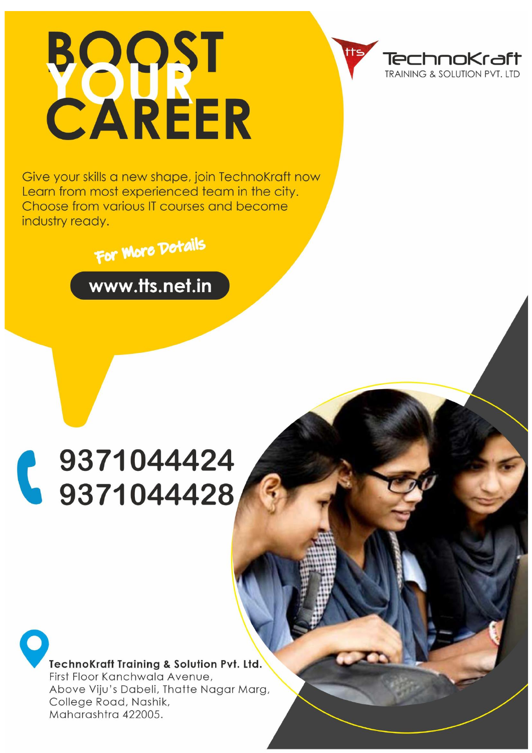# BOOST YOUR CAREER

tts TechnoKraft
TRAINING & SOLUTION PVT. LTD

Give your skills a new shape, join TechnoKraft now
Learn from most experienced team in the city.
Choose from various IT courses and become industry ready.

For More Details

**www.tts.net.in**

**9371044424**
**9371044428**

**TechnoKraft Training & Solution Pvt. Ltd.**
First Floor Kanchwala Avenue,
Above Viju's Dabeli, Thatte Nagar Marg,
College Road, Nashik,
Maharashtra 422005.